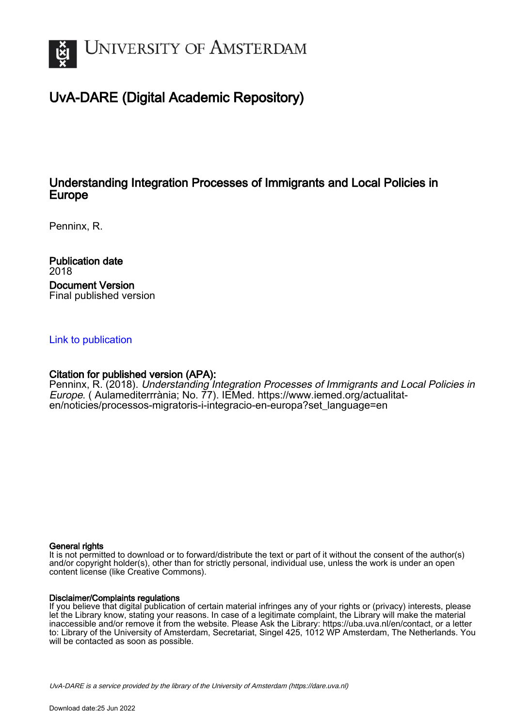# UNIVERSITY OF AMSTERDAM

## UvA-DARE (Digital Academic Repository)

### Understanding Integration Processes of Immigrants and Local Policies in Europe

Penninx, R.

**Publication date**
2018

**Document Version**
Final published version

Link to publication

**Citation for published version (APA):**
Penninx, R. (2018). *Understanding Integration Processes of Immigrants and Local Policies in Europe*. ( Aulamediterrrània; No. 77). IEMed. https://www.iemed.org/actualitat-en/noticies/processos-migratoris-i-integracio-en-europa?set_language=en

**General rights**
It is not permitted to download or to forward/distribute the text or part of it without the consent of the author(s) and/or copyright holder(s), other than for strictly personal, individual use, unless the work is under an open content license (like Creative Commons).

**Disclaimer/Complaints regulations**
If you believe that digital publication of certain material infringes any of your rights or (privacy) interests, please let the Library know, stating your reasons. In case of a legitimate complaint, the Library will make the material inaccessible and/or remove it from the website. Please Ask the Library: https://uba.uva.nl/en/contact, or a letter to: Library of the University of Amsterdam, Secretariat, Singel 425, 1012 WP Amsterdam, The Netherlands. You will be contacted as soon as possible.

*UvA-DARE is a service provided by the library of the University of Amsterdam (https://dare.uva.nl)*

Download date:25 Jun 2022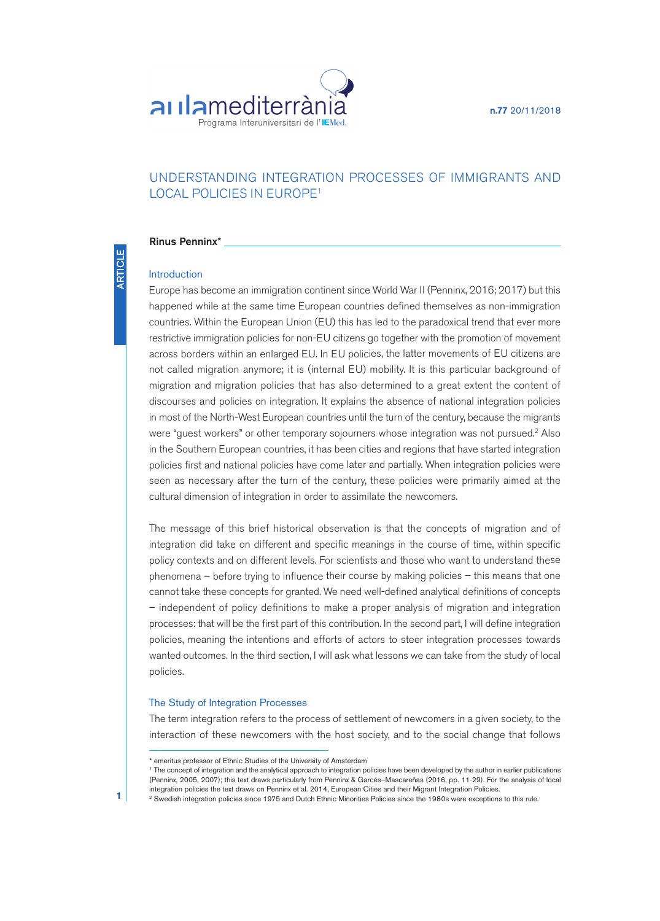# UNDERSTANDING INTEGRATION PROCESSES OF IMMIGRANTS AND LOCAL POLICIES IN EUROPE[1]

**Rinus Penninx***

## Introduction

Europe has become an immigration continent since World War II (Penninx, 2016; 2017) but this happened while at the same time European countries defined themselves as non-immigration countries. Within the European Union (EU) this has led to the paradoxical trend that ever more restrictive immigration policies for non-EU citizens go together with the promotion of movement across borders within an enlarged EU. In EU policies, the latter movements of EU citizens are not called migration anymore; it is (internal EU) mobility. It is this particular background of migration and migration policies that has also determined to a great extent the content of discourses and policies on integration. It explains the absence of national integration policies in most of the North-West European countries until the turn of the century, because the migrants were "guest workers" or other temporary sojourners whose integration was not pursued.[2] Also in the Southern European countries, it has been cities and regions that have started integration policies first and national policies have come later and partially. When integration policies were seen as necessary after the turn of the century, these policies were primarily aimed at the cultural dimension of integration in order to assimilate the newcomers.

The message of this brief historical observation is that the concepts of migration and of integration did take on different and specific meanings in the course of time, within specific policy contexts and on different levels. For scientists and those who want to understand these phenomena – before trying to influence their course by making policies – this means that one cannot take these concepts for granted. We need well-defined analytical definitions of concepts – independent of policy definitions to make a proper analysis of migration and integration processes: that will be the first part of this contribution. In the second part, I will define integration policies, meaning the intentions and efforts of actors to steer integration processes towards wanted outcomes. In the third section, I will ask what lessons we can take from the study of local policies.

## The Study of Integration Processes

The term integration refers to the process of settlement of newcomers in a given society, to the interaction of these newcomers with the host society, and to the social change that follows

---

* emeritus professor of Ethnic Studies of the University of Amsterdam

[1] The concept of integration and the analytical approach to integration policies have been developed by the author in earlier publications (Penninx, 2005, 2007); this text draws particularly from Penninx & Garcés–Mascareñas (2016, pp. 11-29). For the analysis of local integration policies the text draws on Penninx et al. 2014, European Cities and their Migrant Integration Policies.

[2] Swedish integration policies since 1975 and Dutch Ethnic Minorities Policies since the 1980s were exceptions to this rule.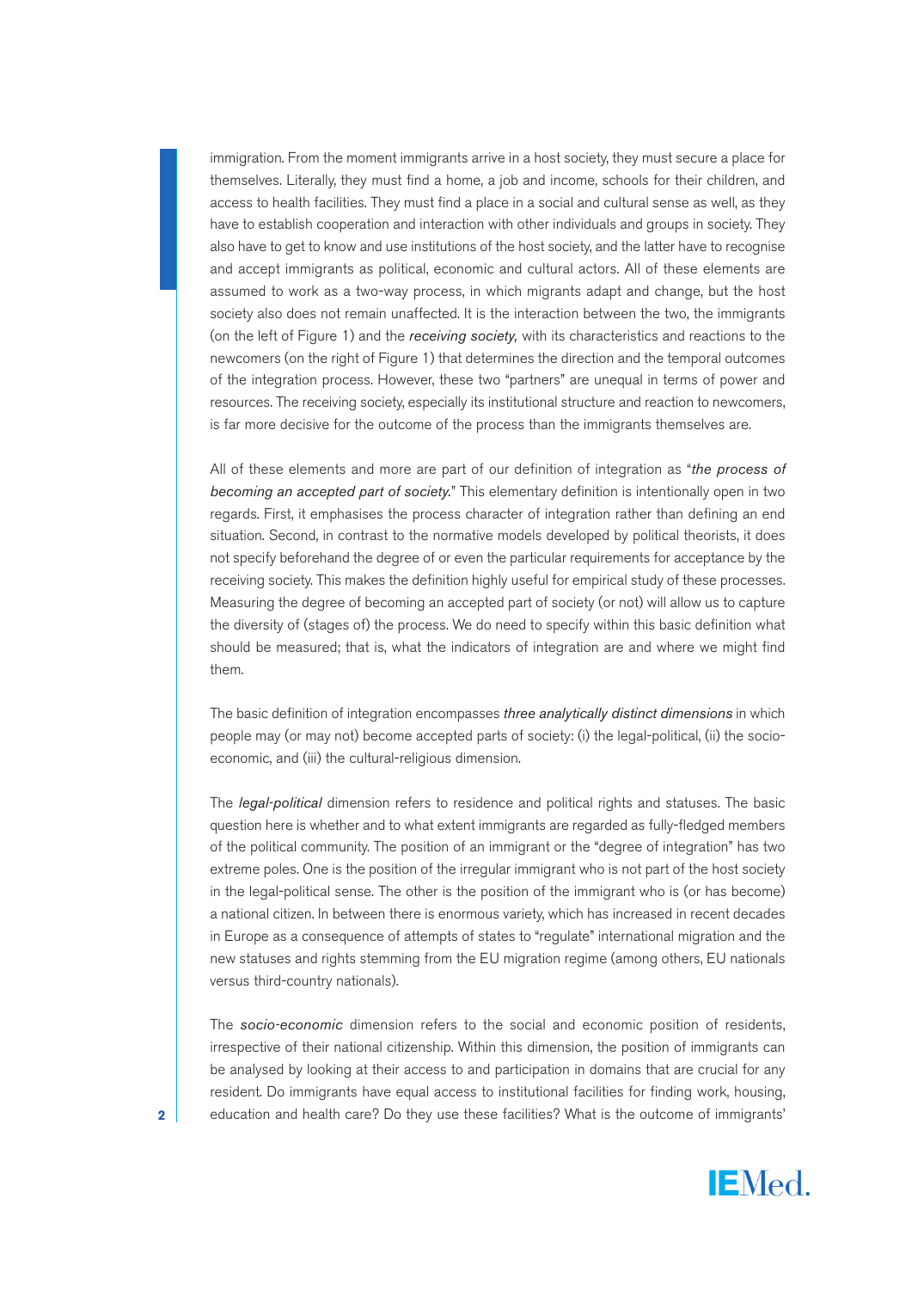immigration. From the moment immigrants arrive in a host society, they must secure a place for themselves. Literally, they must find a home, a job and income, schools for their children, and access to health facilities. They must find a place in a social and cultural sense as well, as they have to establish cooperation and interaction with other individuals and groups in society. They also have to get to know and use institutions of the host society, and the latter have to recognise and accept immigrants as political, economic and cultural actors. All of these elements are assumed to work as a two-way process, in which migrants adapt and change, but the host society also does not remain unaffected. It is the interaction between the two, the immigrants (on the left of Figure 1) and the *receiving society,* with its characteristics and reactions to the newcomers (on the right of Figure 1) that determines the direction and the temporal outcomes of the integration process. However, these two "partners" are unequal in terms of power and resources. The receiving society, especially its institutional structure and reaction to newcomers, is far more decisive for the outcome of the process than the immigrants themselves are.

All of these elements and more are part of our definition of integration as "*the process of becoming an accepted part of society.*" This elementary definition is intentionally open in two regards. First, it emphasises the process character of integration rather than defining an end situation. Second, in contrast to the normative models developed by political theorists, it does not specify beforehand the degree of or even the particular requirements for acceptance by the receiving society. This makes the definition highly useful for empirical study of these processes. Measuring the degree of becoming an accepted part of society (or not) will allow us to capture the diversity of (stages of) the process. We do need to specify within this basic definition what should be measured; that is, what the indicators of integration are and where we might find them.

The basic definition of integration encompasses *three analytically distinct dimensions* in which people may (or may not) become accepted parts of society: (i) the legal-political, (ii) the socio-economic, and (iii) the cultural-religious dimension.

The *legal-political* dimension refers to residence and political rights and statuses. The basic question here is whether and to what extent immigrants are regarded as fully-fledged members of the political community. The position of an immigrant or the "degree of integration" has two extreme poles. One is the position of the irregular immigrant who is not part of the host society in the legal-political sense. The other is the position of the immigrant who is (or has become) a national citizen. In between there is enormous variety, which has increased in recent decades in Europe as a consequence of attempts of states to "regulate" international migration and the new statuses and rights stemming from the EU migration regime (among others, EU nationals versus third-country nationals).

The *socio-economic* dimension refers to the social and economic position of residents, irrespective of their national citizenship. Within this dimension, the position of immigrants can be analysed by looking at their access to and participation in domains that are crucial for any resident. Do immigrants have equal access to institutional facilities for finding work, housing, education and health care? Do they use these facilities? What is the outcome of immigrants'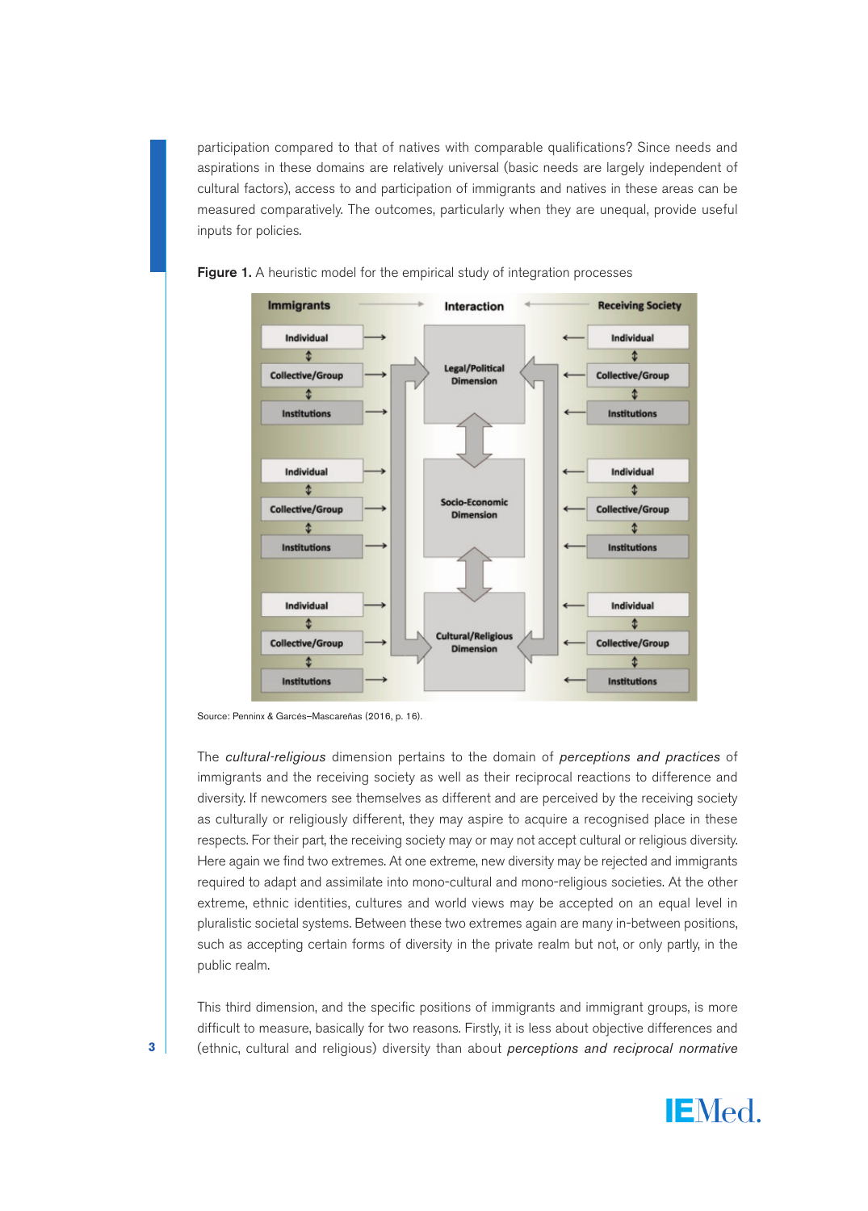participation compared to that of natives with comparable qualifications? Since needs and aspirations in these domains are relatively universal (basic needs are largely independent of cultural factors), access to and participation of immigrants and natives in these areas can be measured comparatively. The outcomes, particularly when they are unequal, provide useful inputs for policies.

**Figure 1.** A heuristic model for the empirical study of integration processes

Source: Penninx & Garcés–Mascareñas (2016, p. 16).

The *cultural-religious* dimension pertains to the domain of *perceptions and practices* of immigrants and the receiving society as well as their reciprocal reactions to difference and diversity. If newcomers see themselves as different and are perceived by the receiving society as culturally or religiously different, they may aspire to acquire a recognised place in these respects. For their part, the receiving society may or may not accept cultural or religious diversity. Here again we find two extremes. At one extreme, new diversity may be rejected and immigrants required to adapt and assimilate into mono-cultural and mono-religious societies. At the other extreme, ethnic identities, cultures and world views may be accepted on an equal level in pluralistic societal systems. Between these two extremes again are many in-between positions, such as accepting certain forms of diversity in the private realm but not, or only partly, in the public realm.

This third dimension, and the specific positions of immigrants and immigrant groups, is more difficult to measure, basically for two reasons. Firstly, it is less about objective differences and (ethnic, cultural and religious) diversity than about *perceptions and reciprocal normative*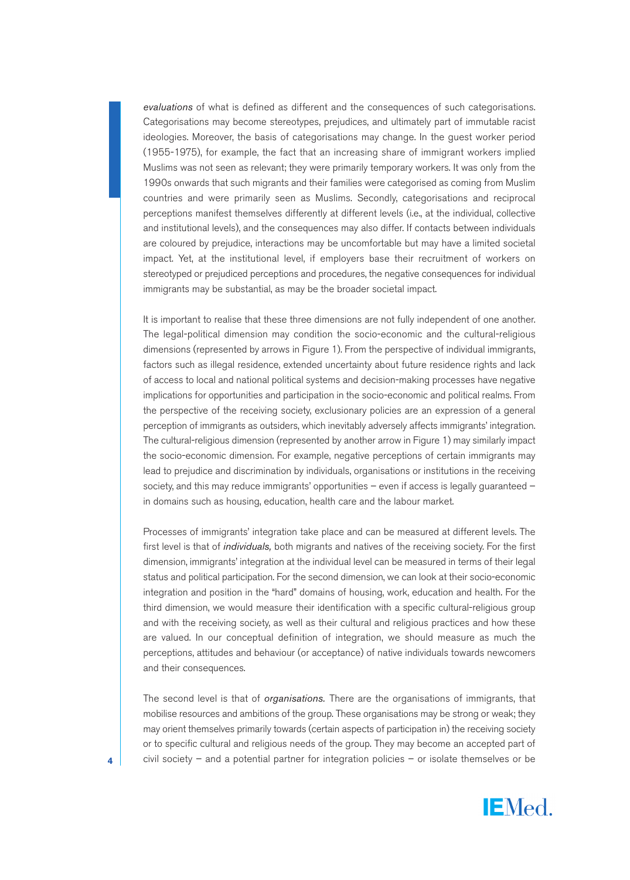*evaluations* of what is defined as different and the consequences of such categorisations. Categorisations may become stereotypes, prejudices, and ultimately part of immutable racist ideologies. Moreover, the basis of categorisations may change. In the guest worker period (1955-1975), for example, the fact that an increasing share of immigrant workers implied Muslims was not seen as relevant; they were primarily temporary workers. It was only from the 1990s onwards that such migrants and their families were categorised as coming from Muslim countries and were primarily seen as Muslims. Secondly, categorisations and reciprocal perceptions manifest themselves differently at different levels (i.e., at the individual, collective and institutional levels), and the consequences may also differ. If contacts between individuals are coloured by prejudice, interactions may be uncomfortable but may have a limited societal impact. Yet, at the institutional level, if employers base their recruitment of workers on stereotyped or prejudiced perceptions and procedures, the negative consequences for individual immigrants may be substantial, as may be the broader societal impact.

It is important to realise that these three dimensions are not fully independent of one another. The legal-political dimension may condition the socio-economic and the cultural-religious dimensions (represented by arrows in Figure 1). From the perspective of individual immigrants, factors such as illegal residence, extended uncertainty about future residence rights and lack of access to local and national political systems and decision-making processes have negative implications for opportunities and participation in the socio-economic and political realms. From the perspective of the receiving society, exclusionary policies are an expression of a general perception of immigrants as outsiders, which inevitably adversely affects immigrants' integration. The cultural-religious dimension (represented by another arrow in Figure 1) may similarly impact the socio-economic dimension. For example, negative perceptions of certain immigrants may lead to prejudice and discrimination by individuals, organisations or institutions in the receiving society, and this may reduce immigrants' opportunities – even if access is legally guaranteed – in domains such as housing, education, health care and the labour market.

Processes of immigrants' integration take place and can be measured at different levels. The first level is that of *individuals,* both migrants and natives of the receiving society. For the first dimension, immigrants' integration at the individual level can be measured in terms of their legal status and political participation. For the second dimension, we can look at their socio-economic integration and position in the "hard" domains of housing, work, education and health. For the third dimension, we would measure their identification with a specific cultural-religious group and with the receiving society, as well as their cultural and religious practices and how these are valued. In our conceptual definition of integration, we should measure as much the perceptions, attitudes and behaviour (or acceptance) of native individuals towards newcomers and their consequences.

The second level is that of *organisations.* There are the organisations of immigrants, that mobilise resources and ambitions of the group. These organisations may be strong or weak; they may orient themselves primarily towards (certain aspects of participation in) the receiving society or to specific cultural and religious needs of the group. They may become an accepted part of civil society – and a potential partner for integration policies – or isolate themselves or be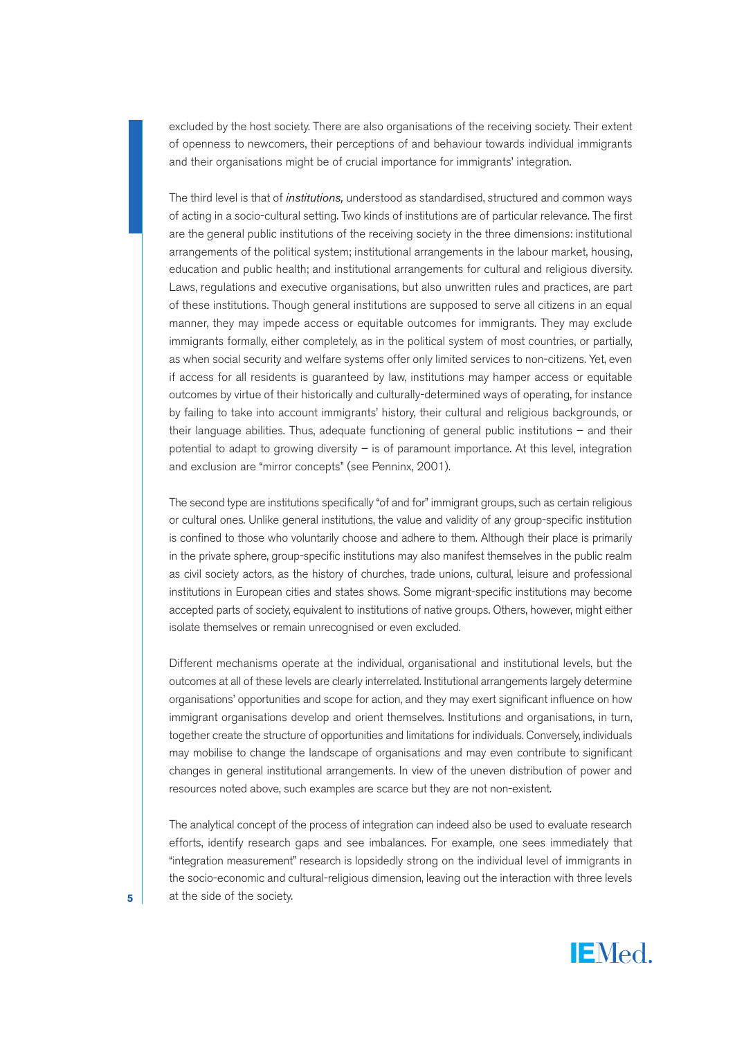excluded by the host society. There are also organisations of the receiving society. Their extent of openness to newcomers, their perceptions of and behaviour towards individual immigrants and their organisations might be of crucial importance for immigrants' integration.

The third level is that of *institutions,* understood as standardised, structured and common ways of acting in a socio-cultural setting. Two kinds of institutions are of particular relevance. The first are the general public institutions of the receiving society in the three dimensions: institutional arrangements of the political system; institutional arrangements in the labour market, housing, education and public health; and institutional arrangements for cultural and religious diversity. Laws, regulations and executive organisations, but also unwritten rules and practices, are part of these institutions. Though general institutions are supposed to serve all citizens in an equal manner, they may impede access or equitable outcomes for immigrants. They may exclude immigrants formally, either completely, as in the political system of most countries, or partially, as when social security and welfare systems offer only limited services to non-citizens. Yet, even if access for all residents is guaranteed by law, institutions may hamper access or equitable outcomes by virtue of their historically and culturally-determined ways of operating, for instance by failing to take into account immigrants' history, their cultural and religious backgrounds, or their language abilities. Thus, adequate functioning of general public institutions – and their potential to adapt to growing diversity – is of paramount importance. At this level, integration and exclusion are "mirror concepts" (see Penninx, 2001).

The second type are institutions specifically "of and for" immigrant groups, such as certain religious or cultural ones. Unlike general institutions, the value and validity of any group-specific institution is confined to those who voluntarily choose and adhere to them. Although their place is primarily in the private sphere, group-specific institutions may also manifest themselves in the public realm as civil society actors, as the history of churches, trade unions, cultural, leisure and professional institutions in European cities and states shows. Some migrant-specific institutions may become accepted parts of society, equivalent to institutions of native groups. Others, however, might either isolate themselves or remain unrecognised or even excluded.

Different mechanisms operate at the individual, organisational and institutional levels, but the outcomes at all of these levels are clearly interrelated. Institutional arrangements largely determine organisations' opportunities and scope for action, and they may exert significant influence on how immigrant organisations develop and orient themselves. Institutions and organisations, in turn, together create the structure of opportunities and limitations for individuals. Conversely, individuals may mobilise to change the landscape of organisations and may even contribute to significant changes in general institutional arrangements. In view of the uneven distribution of power and resources noted above, such examples are scarce but they are not non-existent.

The analytical concept of the process of integration can indeed also be used to evaluate research efforts, identify research gaps and see imbalances. For example, one sees immediately that "integration measurement" research is lopsidedly strong on the individual level of immigrants in the socio-economic and cultural-religious dimension, leaving out the interaction with three levels at the side of the society.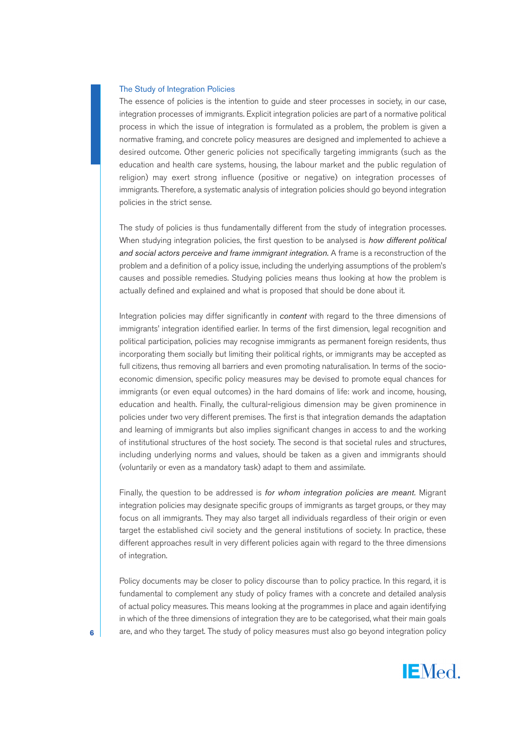## The Study of Integration Policies

The essence of policies is the intention to guide and steer processes in society, in our case, integration processes of immigrants. Explicit integration policies are part of a normative political process in which the issue of integration is formulated as a problem, the problem is given a normative framing, and concrete policy measures are designed and implemented to achieve a desired outcome. Other generic policies not specifically targeting immigrants (such as the education and health care systems, housing, the labour market and the public regulation of religion) may exert strong influence (positive or negative) on integration processes of immigrants. Therefore, a systematic analysis of integration policies should go beyond integration policies in the strict sense.

The study of policies is thus fundamentally different from the study of integration processes. When studying integration policies, the first question to be analysed is *how different political and social actors perceive and frame immigrant integration.* A frame is a reconstruction of the problem and a definition of a policy issue, including the underlying assumptions of the problem's causes and possible remedies. Studying policies means thus looking at how the problem is actually defined and explained and what is proposed that should be done about it.

Integration policies may differ significantly in *content* with regard to the three dimensions of immigrants' integration identified earlier. In terms of the first dimension, legal recognition and political participation, policies may recognise immigrants as permanent foreign residents, thus incorporating them socially but limiting their political rights, or immigrants may be accepted as full citizens, thus removing all barriers and even promoting naturalisation. In terms of the socio-economic dimension, specific policy measures may be devised to promote equal chances for immigrants (or even equal outcomes) in the hard domains of life: work and income, housing, education and health. Finally, the cultural-religious dimension may be given prominence in policies under two very different premises. The first is that integration demands the adaptation and learning of immigrants but also implies significant changes in access to and the working of institutional structures of the host society. The second is that societal rules and structures, including underlying norms and values, should be taken as a given and immigrants should (voluntarily or even as a mandatory task) adapt to them and assimilate.

Finally, the question to be addressed is *for whom integration policies are meant.* Migrant integration policies may designate specific groups of immigrants as target groups, or they may focus on all immigrants. They may also target all individuals regardless of their origin or even target the established civil society and the general institutions of society. In practice, these different approaches result in very different policies again with regard to the three dimensions of integration.

Policy documents may be closer to policy discourse than to policy practice. In this regard, it is fundamental to complement any study of policy frames with a concrete and detailed analysis of actual policy measures. This means looking at the programmes in place and again identifying in which of the three dimensions of integration they are to be categorised, what their main goals are, and who they target. The study of policy measures must also go beyond integration policy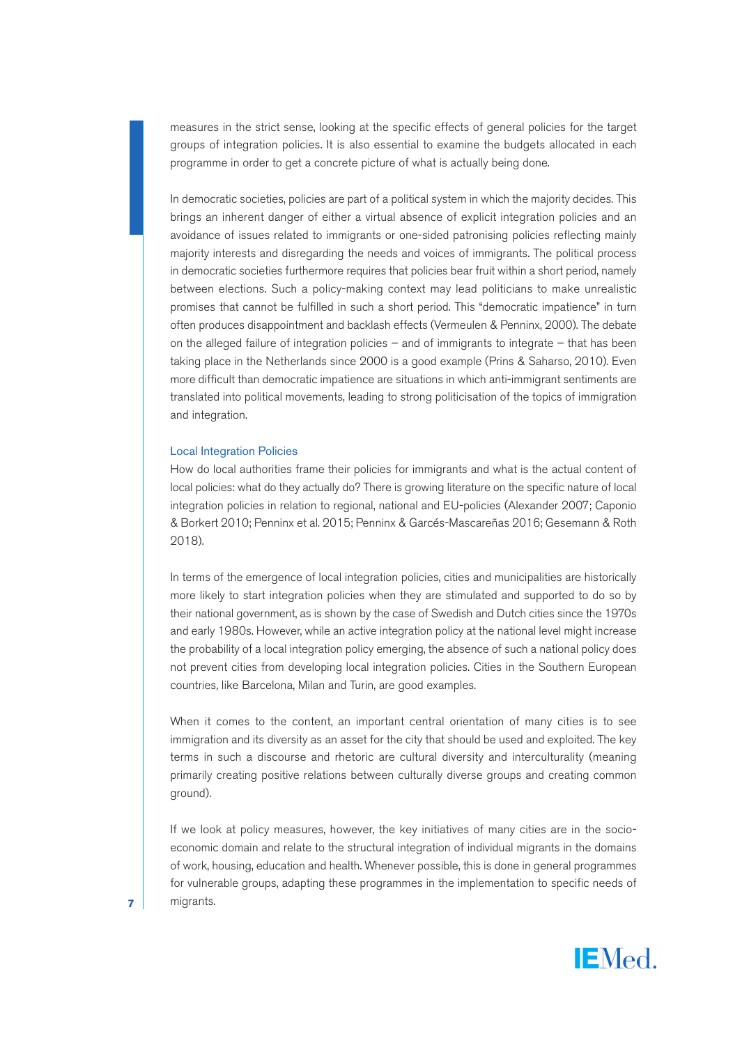measures in the strict sense, looking at the specific effects of general policies for the target groups of integration policies. It is also essential to examine the budgets allocated in each programme in order to get a concrete picture of what is actually being done.

In democratic societies, policies are part of a political system in which the majority decides. This brings an inherent danger of either a virtual absence of explicit integration policies and an avoidance of issues related to immigrants or one-sided patronising policies reflecting mainly majority interests and disregarding the needs and voices of immigrants. The political process in democratic societies furthermore requires that policies bear fruit within a short period, namely between elections. Such a policy-making context may lead politicians to make unrealistic promises that cannot be fulfilled in such a short period. This "democratic impatience" in turn often produces disappointment and backlash effects (Vermeulen & Penninx, 2000). The debate on the alleged failure of integration policies – and of immigrants to integrate – that has been taking place in the Netherlands since 2000 is a good example (Prins & Saharso, 2010). Even more difficult than democratic impatience are situations in which anti-immigrant sentiments are translated into political movements, leading to strong politicisation of the topics of immigration and integration.

## Local Integration Policies

How do local authorities frame their policies for immigrants and what is the actual content of local policies: what do they actually do? There is growing literature on the specific nature of local integration policies in relation to regional, national and EU-policies (Alexander 2007; Caponio & Borkert 2010; Penninx et al. 2015; Penninx & Garcés-Mascareñas 2016; Gesemann & Roth 2018).

In terms of the emergence of local integration policies, cities and municipalities are historically more likely to start integration policies when they are stimulated and supported to do so by their national government, as is shown by the case of Swedish and Dutch cities since the 1970s and early 1980s. However, while an active integration policy at the national level might increase the probability of a local integration policy emerging, the absence of such a national policy does not prevent cities from developing local integration policies. Cities in the Southern European countries, like Barcelona, Milan and Turin, are good examples.

When it comes to the content, an important central orientation of many cities is to see immigration and its diversity as an asset for the city that should be used and exploited. The key terms in such a discourse and rhetoric are cultural diversity and interculturality (meaning primarily creating positive relations between culturally diverse groups and creating common ground).

If we look at policy measures, however, the key initiatives of many cities are in the socio-economic domain and relate to the structural integration of individual migrants in the domains of work, housing, education and health. Whenever possible, this is done in general programmes for vulnerable groups, adapting these programmes in the implementation to specific needs of migrants.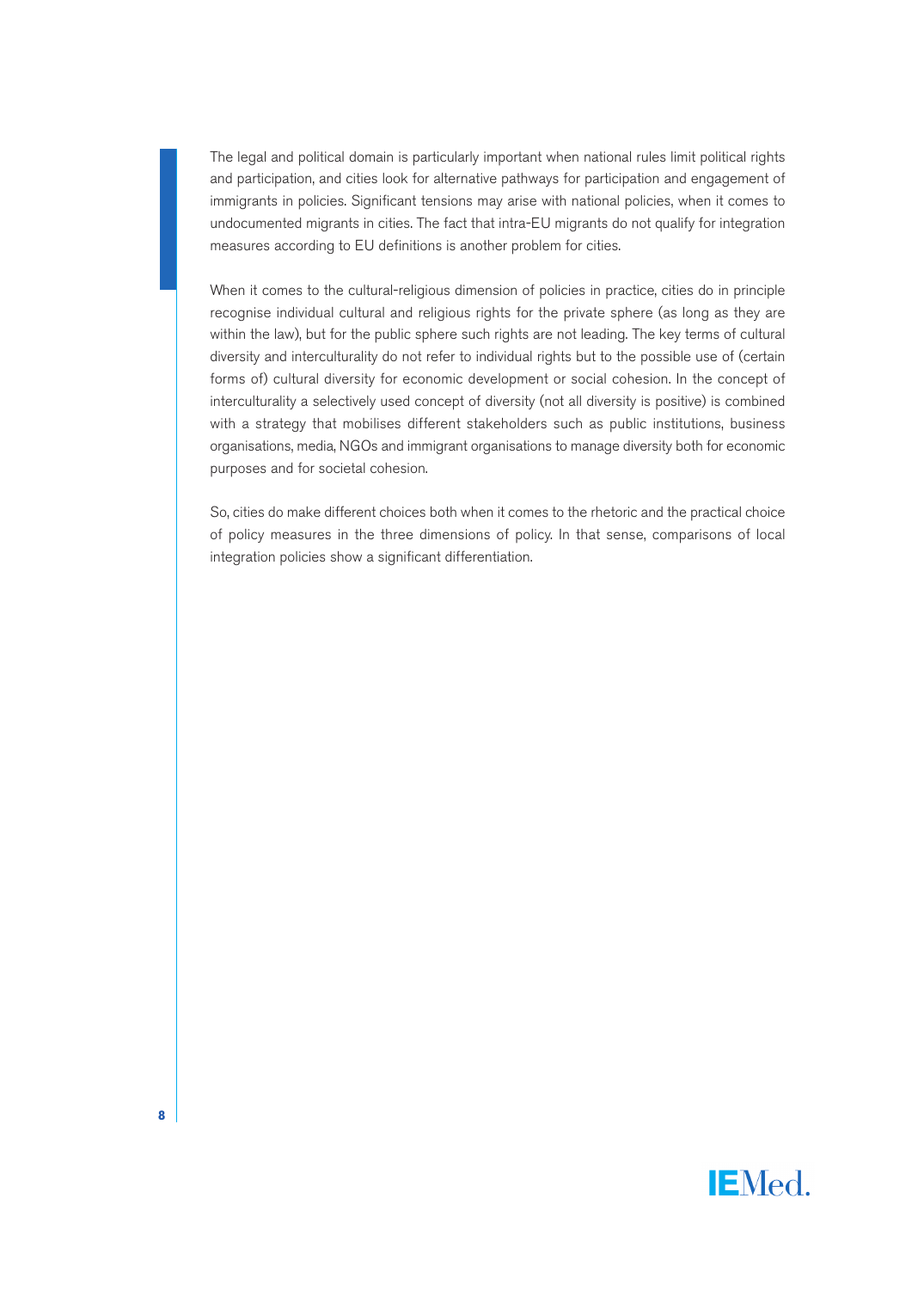The legal and political domain is particularly important when national rules limit political rights and participation, and cities look for alternative pathways for participation and engagement of immigrants in policies. Significant tensions may arise with national policies, when it comes to undocumented migrants in cities. The fact that intra-EU migrants do not qualify for integration measures according to EU definitions is another problem for cities.

When it comes to the cultural-religious dimension of policies in practice, cities do in principle recognise individual cultural and religious rights for the private sphere (as long as they are within the law), but for the public sphere such rights are not leading. The key terms of cultural diversity and interculturality do not refer to individual rights but to the possible use of (certain forms of) cultural diversity for economic development or social cohesion. In the concept of interculturality a selectively used concept of diversity (not all diversity is positive) is combined with a strategy that mobilises different stakeholders such as public institutions, business organisations, media, NGOs and immigrant organisations to manage diversity both for economic purposes and for societal cohesion.

So, cities do make different choices both when it comes to the rhetoric and the practical choice of policy measures in the three dimensions of policy. In that sense, comparisons of local integration policies show a significant differentiation.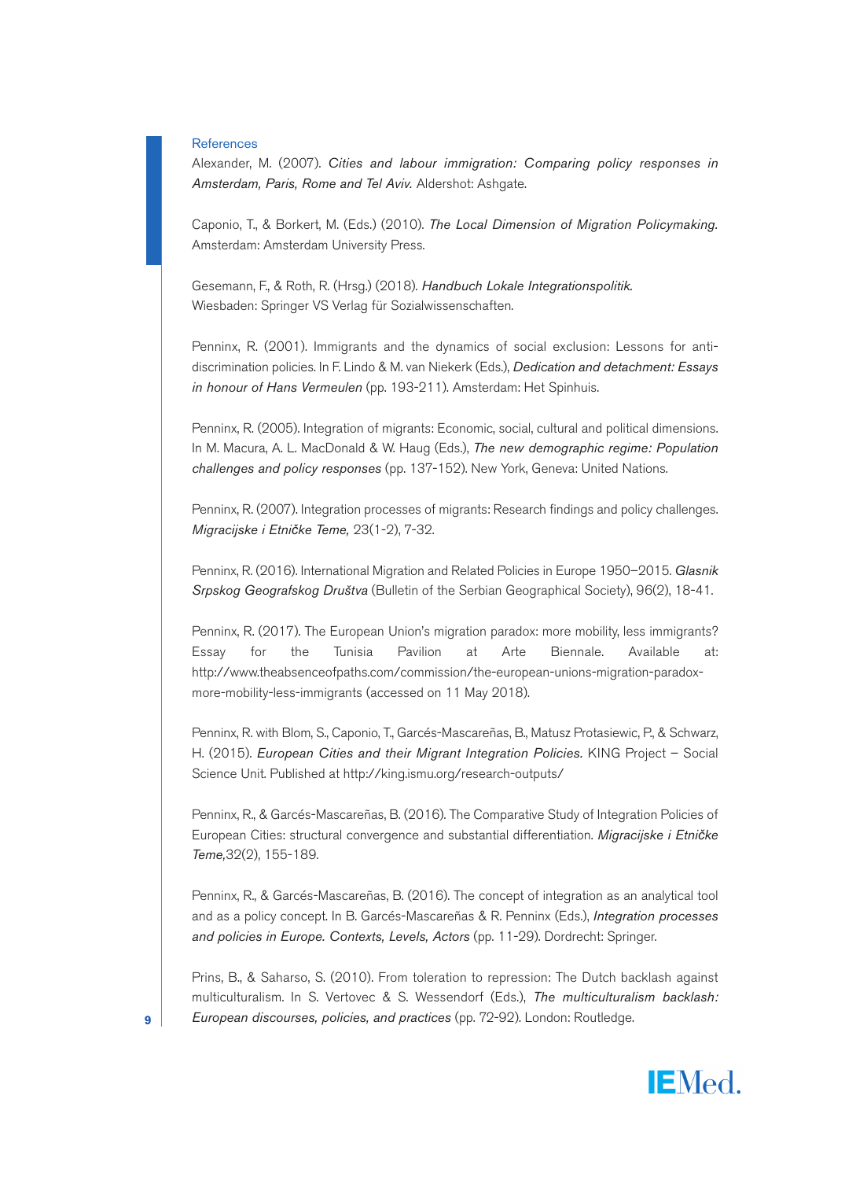## References

Alexander, M. (2007). *Cities and labour immigration: Comparing policy responses in Amsterdam, Paris, Rome and Tel Aviv.* Aldershot: Ashgate.

Caponio, T., & Borkert, M. (Eds.) (2010). *The Local Dimension of Migration Policymaking.* Amsterdam: Amsterdam University Press.

Gesemann, F., & Roth, R. (Hrsg.) (2018). *Handbuch Lokale Integrationspolitik.* Wiesbaden: Springer VS Verlag für Sozialwissenschaften.

Penninx, R. (2001). Immigrants and the dynamics of social exclusion: Lessons for anti-discrimination policies. In F. Lindo & M. van Niekerk (Eds.), *Dedication and detachment: Essays in honour of Hans Vermeulen* (pp. 193-211). Amsterdam: Het Spinhuis.

Penninx, R. (2005). Integration of migrants: Economic, social, cultural and political dimensions. In M. Macura, A. L. MacDonald & W. Haug (Eds.), *The new demographic regime: Population challenges and policy responses* (pp. 137-152). New York, Geneva: United Nations.

Penninx, R. (2007). Integration processes of migrants: Research findings and policy challenges. *Migracijske i Etničke Teme,* 23(1-2), 7-32.

Penninx, R. (2016). International Migration and Related Policies in Europe 1950–2015. *Glasnik Srpskog Geografskog Društva* (Bulletin of the Serbian Geographical Society), 96(2), 18-41.

Penninx, R. (2017). The European Union's migration paradox: more mobility, less immigrants? Essay for the Tunisia Pavilion at Arte Biennale. Available at: http://www.theabsenceofpaths.com/commission/the-european-unions-migration-paradox-more-mobility-less-immigrants (accessed on 11 May 2018).

Penninx, R. with Blom, S., Caponio, T., Garcés-Mascareñas, B., Matusz Protasiewic, P., & Schwarz, H. (2015). *European Cities and their Migrant Integration Policies.* KING Project – Social Science Unit. Published at http://king.ismu.org/research-outputs/

Penninx, R., & Garcés-Mascareñas, B. (2016). The Comparative Study of Integration Policies of European Cities: structural convergence and substantial differentiation. *Migracijske i Etničke Teme,*32(2), 155-189.

Penninx, R., & Garcés-Mascareñas, B. (2016). The concept of integration as an analytical tool and as a policy concept. In B. Garcés-Mascareñas & R. Penninx (Eds.), *Integration processes and policies in Europe. Contexts, Levels, Actors* (pp. 11-29). Dordrecht: Springer.

Prins, B., & Saharso, S. (2010). From toleration to repression: The Dutch backlash against multiculturalism. In S. Vertovec & S. Wessendorf (Eds.), *The multiculturalism backlash: European discourses, policies, and practices* (pp. 72-92). London: Routledge.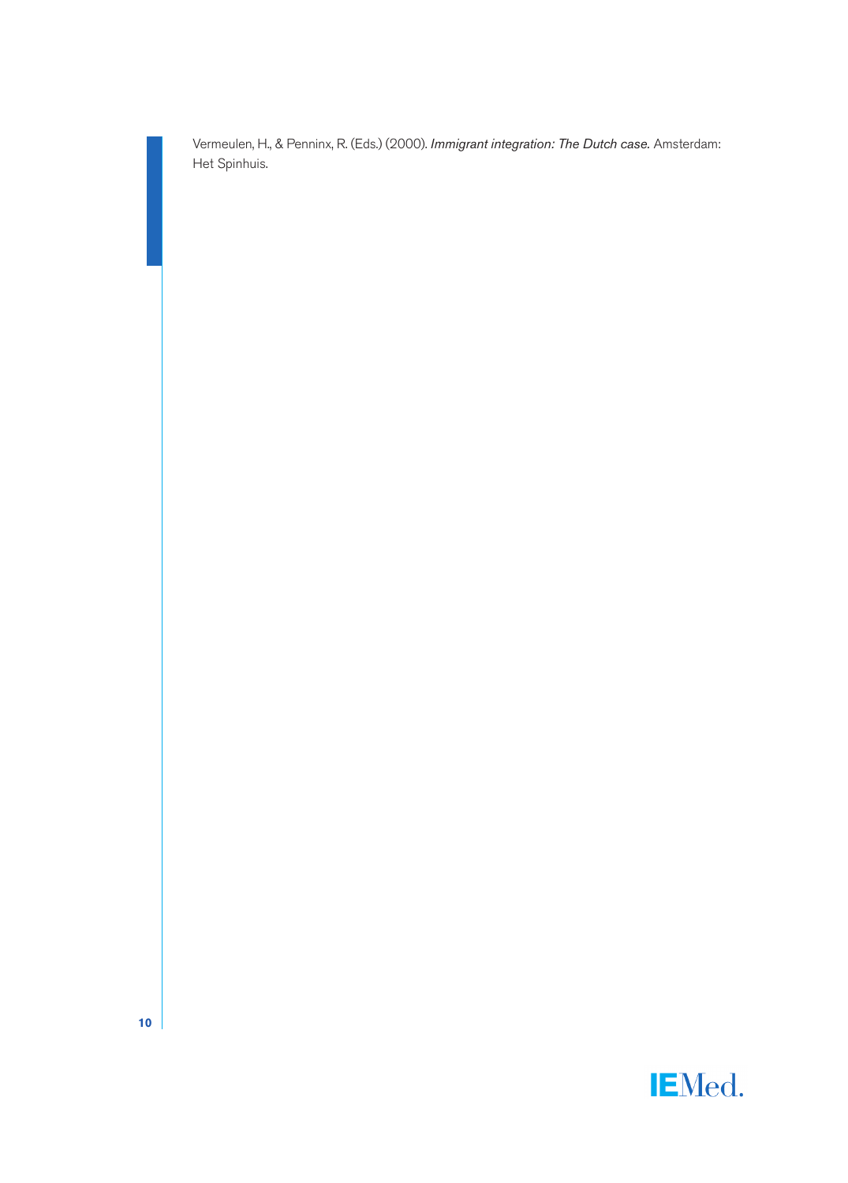Vermeulen, H., & Penninx, R. (Eds.) (2000). *Immigrant integration: The Dutch case.* Amsterdam: Het Spinhuis.